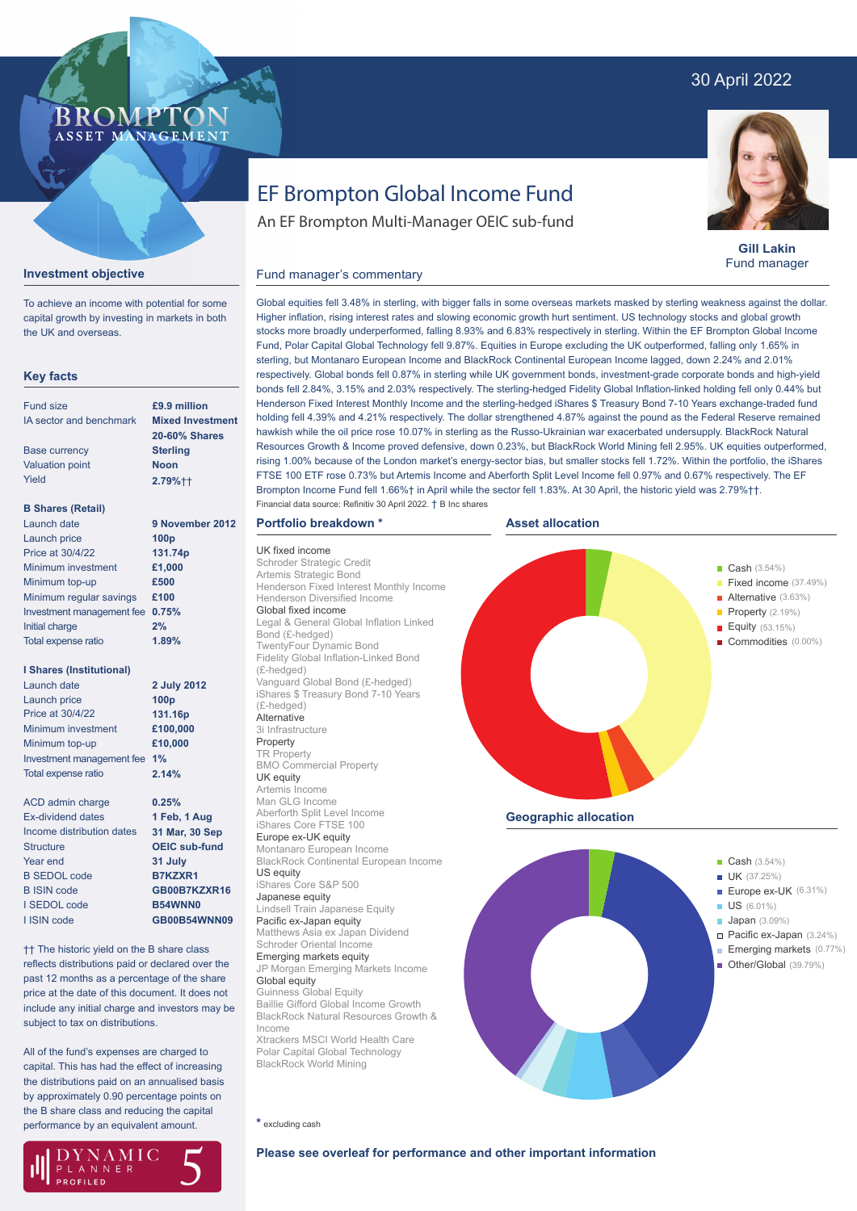30 April 2022

BROMPTON ASSET MANAGEMENT

# EF Brompton Global Income Fund

An EF Brompton Multi-Manager OEIC sub-fund

**Gill Lakin**
Fund manager

## Investment objective

To achieve an income with potential for some capital growth by investing in markets in both the UK and overseas.

## Key facts

| | |
|---|---|
| Fund size | **£9.9 million** |
| IA sector and benchmark | **Mixed Investment 20-60% Shares** |
| Base currency | **Sterling** |
| Valuation point | **Noon** |
| Yield | **2.79%††** |

**B Shares (Retail)**

| | |
|---|---|
| Launch date | **9 November 2012** |
| Launch price | **100p** |
| Price at 30/4/22 | **131.74p** |
| Minimum investment | **£1,000** |
| Minimum top-up | **£500** |
| Minimum regular savings | **£100** |
| Investment management fee | **0.75%** |
| Initial charge | **2%** |
| Total expense ratio | **1.89%** |

**I Shares (Institutional)**

| | |
|---|---|
| Launch date | **2 July 2012** |
| Launch price | **100p** |
| Price at 30/4/22 | **131.16p** |
| Minimum investment | **£100,000** |
| Minimum top-up | **£10,000** |
| Investment management fee | **1%** |
| Total expense ratio | **2.14%** |

| | |
|---|---|
| ACD admin charge | **0.25%** |
| Ex-dividend dates | **1 Feb, 1 Aug** |
| Income distribution dates | **31 Mar, 30 Sep** |
| Structure | **OEIC sub-fund** |
| Year end | **31 July** |
| B SEDOL code | **B7KZXR1** |
| B ISIN code | **GB00B7KZXR16** |
| I SEDOL code | **B54WNN0** |
| I ISIN code | **GB00B54WNN09** |

†† The historic yield on the B share class reflects distributions paid or declared over the past 12 months as a percentage of the share price at the date of this document. It does not include any initial charge and investors may be subject to tax on distributions.

All of the fund's expenses are charged to capital. This has had the effect of increasing the distributions paid on an annualised basis by approximately 0.90 percentage points on the B share class and reducing the capital performance by an equivalent amount.

DYNAMIC PLANNER PROFILED 5

## Fund manager's commentary

Global equities fell 3.48% in sterling, with bigger falls in some overseas markets masked by sterling weakness against the dollar. Higher inflation, rising interest rates and slowing economic growth hurt sentiment. US technology stocks and global growth stocks more broadly underperformed, falling 8.93% and 6.83% respectively in sterling. Within the EF Brompton Global Income Fund, Polar Capital Global Technology fell 9.87%. Equities in Europe excluding the UK outperformed, falling only 1.65% in sterling, but Montanaro European Income and BlackRock Continental European Income lagged, down 2.24% and 2.01% respectively. Global bonds fell 0.87% in sterling while UK government bonds, investment-grade corporate bonds and high-yield bonds fell 2.84%, 3.15% and 2.03% respectively. The sterling-hedged Fidelity Global Inflation-linked holding fell only 0.44% but Henderson Fixed Interest Monthly Income and the sterling-hedged iShares $ Treasury Bond 7-10 Years exchange-traded fund holding fell 4.39% and 4.21% respectively. The dollar strengthened 4.87% against the pound as the Federal Reserve remained hawkish while the oil price rose 10.07% in sterling as the Russo-Ukrainian war exacerbated undersupply. BlackRock Natural Resources Growth & Income proved defensive, down 0.23%, but BlackRock World Mining fell 2.95%. UK equities outperformed, rising 1.00% because of the London market's energy-sector bias, but smaller stocks fell 1.72%. Within the portfolio, the iShares FTSE 100 ETF rose 0.73% but Artemis Income and Aberforth Split Level Income fell 0.97% and 0.67% respectively. The EF Brompton Income Fund fell 1.66%† in April while the sector fell 1.83%. At 30 April, the historic yield was 2.79%††.

Financial data source: Refinitiv 30 April 2022. † B Inc shares

## Portfolio breakdown *

UK fixed income
- Schroder Strategic Credit
- Artemis Strategic Bond
- Henderson Fixed Interest Monthly Income
- Henderson Diversified Income

Global fixed income
- Legal & General Global Inflation Linked Bond (£-hedged)
- TwentyFour Dynamic Bond
- Fidelity Global Inflation-Linked Bond (£-hedged)
- Vanguard Global Bond (£-hedged)
- iShares $ Treasury Bond 7-10 Years (£-hedged)

Alternative
- 3i Infrastructure

Property
- TR Property
- BMO Commercial Property

UK equity
- Artemis Income
- Man GLG Income
- Aberforth Split Level Income
- iShares Core FTSE 100

Europe ex-UK equity
- Montanaro European Income
- BlackRock Continental European Income

US equity
- iShares Core S&P 500

Japanese equity
- Lindsell Train Japanese Equity

Pacific ex-Japan equity
- Matthews Asia ex Japan Dividend
- Schroder Oriental Income

Emerging markets equity
- JP Morgan Emerging Markets Income

Global equity
- Guinness Global Equity
- Baillie Gifford Global Income Growth
- BlackRock Natural Resources Growth & Income
- Xtrackers MSCI World Health Care
- Polar Capital Global Technology
- BlackRock World Mining

\* excluding cash

## Asset allocation

- Cash (3.54%)
- Fixed income (37.49%)
- Alternative (3.63%)
- Property (2.19%)
- Equity (53.15%)
- Commodities (0.00%)

## Geographic allocation

- Cash (3.54%)
- UK (37.25%)
- Europe ex-UK (6.31%)
- US (6.01%)
- Japan (3.09%)
- Pacific ex-Japan (3.24%)
- Emerging markets (0.77%)
- Other/Global (39.79%)

**Please see overleaf for performance and other important information**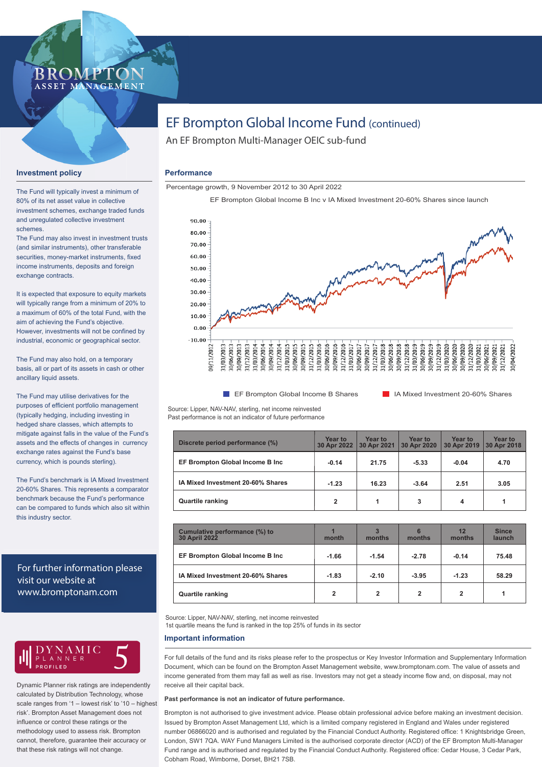# EF Brompton Global Income Fund (continued)

An EF Brompton Multi-Manager OEIC sub-fund

## Investment policy

The Fund will typically invest a minimum of 80% of its net asset value in collective investment schemes, exchange traded funds and unregulated collective investment schemes.
The Fund may also invest in investment trusts (and similar instruments), other transferable securities, money-market instruments, fixed income instruments, deposits and foreign exchange contracts.

It is expected that exposure to equity markets will typically range from a minimum of 20% to a maximum of 60% of the total Fund, with the aim of achieving the Fund's objective. However, investments will not be confined by industrial, economic or geographical sector.

The Fund may also hold, on a temporary basis, all or part of its assets in cash or other ancillary liquid assets.

The Fund may utilise derivatives for the purposes of efficient portfolio management (typically hedging, including investing in hedged share classes, which attempts to mitigate against falls in the value of the Fund's assets and the effects of changes in currency exchange rates against the Fund's base currency, which is pounds sterling).

The Fund's benchmark is IA Mixed Investment 20-60% Shares. This represents a comparator benchmark because the Fund's performance can be compared to funds which also sit within this industry sector.

For further information please visit our website at www.bromptonam.com

Dynamic Planner risk ratings are independently calculated by Distribution Technology, whose scale ranges from '1 – lowest risk' to '10 – highest risk'. Brompton Asset Management does not influence or control these ratings or the methodology used to assess risk. Brompton cannot, therefore, guarantee their accuracy or that these risk ratings will not change.

## Performance

Percentage growth, 9 November 2012 to 30 April 2022

EF Brompton Global Income B Inc v IA Mixed Investment 20-60% Shares since launch

90.00
80.00
70.00
60.00
50.00
40.00
30.00
20.00
10.00
0.00
-10.00

09/11/2012 31/03/2013 30/06/2013 30/09/2013 31/12/2013 31/03/2014 30/06/2014 30/09/2014 31/12/2014 31/03/2015 30/06/2015 30/09/2015 31/12/2015 31/03/2016 30/06/2016 30/09/2016 31/12/2016 31/03/2017 30/06/2017 30/09/2017 31/12/2017 31/03/2018 30/06/2018 30/09/2018 31/12/2018 31/03/2019 30/06/2019 30/09/2019 31/12/2019 31/03/2020 30/06/2020 30/09/2020 31/12/2020 31/03/2021 30/06/2021 30/09/2021 31/12/2021 30/04/2022

EF Brompton Global Income B Shares
IA Mixed Investment 20-60% Shares

Source: Lipper, NAV-NAV, sterling, net income reinvested
Past performance is not an indicator of future performance

| Discrete period performance (%) | Year to 30 Apr 2022 | Year to 30 Apr 2021 | Year to 30 Apr 2020 | Year to 30 Apr 2019 | Year to 30 Apr 2018 |
|---|---|---|---|---|---|
| **EF Brompton Global Income B Inc** | -0.14 | 21.75 | -5.33 | -0.04 | 4.70 |
| **IA Mixed Investment 20-60% Shares** | -1.23 | 16.23 | -3.64 | 2.51 | 3.05 |
| **Quartile ranking** | 2 | 1 | 3 | 4 | 1 |

| Cumulative performance (%) to 30 April 2022 | 1 month | 3 months | 6 months | 12 months | Since launch |
|---|---|---|---|---|---|
| **EF Brompton Global Income B Inc** | -1.66 | -1.54 | -2.78 | -0.14 | 75.48 |
| **IA Mixed Investment 20-60% Shares** | -1.83 | -2.10 | -3.95 | -1.23 | 58.29 |
| **Quartile ranking** | 2 | 2 | 2 | 2 | 1 |

Source: Lipper, NAV-NAV, sterling, net income reinvested
1st quartile means the fund is ranked in the top 25% of funds in its sector

## Important information

For full details of the fund and its risks please refer to the prospectus or Key Investor Information and Supplementary Information Document, which can be found on the Brompton Asset Management website, www.bromptonam.com. The value of assets and income generated from them may fall as well as rise. Investors may not get a steady income flow and, on disposal, may not receive all their capital back.

**Past performance is not an indicator of future performance.**

Brompton is not authorised to give investment advice. Please obtain professional advice before making an investment decision. Issued by Brompton Asset Management Ltd, which is a limited company registered in England and Wales under registered number 06866020 and is authorised and regulated by the Financial Conduct Authority. Registered office: 1 Knightsbridge Green, London, SW1 7QA. WAY Fund Managers Limited is the authorised corporate director (ACD) of the EF Brompton Multi-Manager Fund range and is authorised and regulated by the Financial Conduct Authority. Registered office: Cedar House, 3 Cedar Park, Cobham Road, Wimborne, Dorset, BH21 7SB.